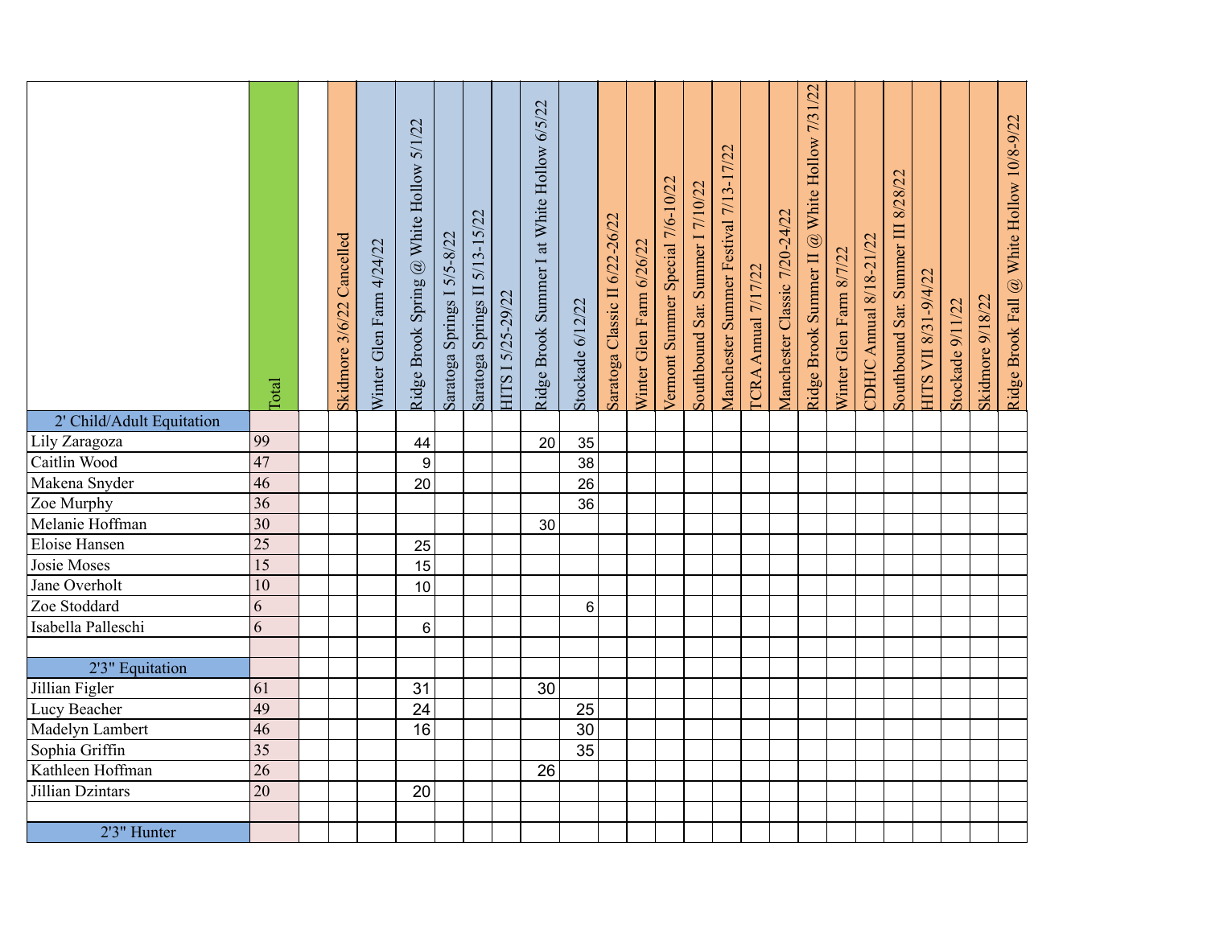| | Total | | Skidmore 3/6/22 Cancelled | Winter Glen Farm 4/24/22 | Ridge Brook Spring @ White Hollow 5/1/22 | Saratoga Springs I 5/5-8/22 | Saratoga Springs II 5/13-15/22 | HITS I 5/25-29/22 | Ridge Brook Summer I at White Hollow 6/5/22 | Stockade 6/12/22 | Saratoga Classic II 6/22-26/22 | Winter Glen Farm 6/26/22 | Vermont Summer Special 7/6-10/22 | Southbound Sar. Summer I 7/10/22 | Manchester Summer Festival 7/13-17/22 | TCRA Annual 7/17/22 | Manchester Classic 7/20-24/22 | Ridge Brook Summer II @ White Hollow 7/31/22 | Winter Glen Farm 8/7/22 | CDHJC Annual 8/18-21/22 | Southbound Sar. Summer III 8/28/22 | HITS VII 8/31-9/4/22 | Stockade 9/11/22 | Skidmore 9/18/22 | Ridge Brook Fall @ White Hollow 10/8-9/22 |
|---|---|---|---|---|---|---|---|---|---|---|---|---|---|---|---|---|---|---|---|---|---|---|---|---|---|
| 2' Child/Adult Equitation | | | | | | | | | | | | | | | | | | | | | | | | | |
| Lily Zaragoza | 99 | | | | 44 | | | | 20 | 35 | | | | | | | | | | | | | | | |
| Caitlin Wood | 47 | | | | 9 | | | | | 38 | | | | | | | | | | | | | | | |
| Makena Snyder | 46 | | | | 20 | | | | | 26 | | | | | | | | | | | | | | | |
| Zoe Murphy | 36 | | | | | | | | | 36 | | | | | | | | | | | | | | | |
| Melanie Hoffman | 30 | | | | | | | | 30 | | | | | | | | | | | | | | | | |
| Eloise Hansen | 25 | | | | 25 | | | | | | | | | | | | | | | | | | | | |
| Josie Moses | 15 | | | | 15 | | | | | | | | | | | | | | | | | | | | |
| Jane Overholt | 10 | | | | 10 | | | | | | | | | | | | | | | | | | | | |
| Zoe Stoddard | 6 | | | | | | | | | 6 | | | | | | | | | | | | | | | |
| Isabella Palleschi | 6 | | | | 6 | | | | | | | | | | | | | | | | | | | | |
| | | | | | | | | | | | | | | | | | | | | | | | | | |
| 2'3" Equitation | | | | | | | | | | | | | | | | | | | | | | | | | |
| Jillian Figler | 61 | | | | 31 | | | | 30 | | | | | | | | | | | | | | | | |
| Lucy Beacher | 49 | | | | 24 | | | | | 25 | | | | | | | | | | | | | | | |
| Madelyn Lambert | 46 | | | | 16 | | | | | 30 | | | | | | | | | | | | | | | |
| Sophia Griffin | 35 | | | | | | | | | 35 | | | | | | | | | | | | | | | |
| Kathleen Hoffman | 26 | | | | | | | | 26 | | | | | | | | | | | | | | | | |
| Jillian Dzintars | 20 | | | | 20 | | | | | | | | | | | | | | | | | | | | |
| | | | | | | | | | | | | | | | | | | | | | | | | | |
| 2'3" Hunter | | | | | | | | | | | | | | | | | | | | | | | | | |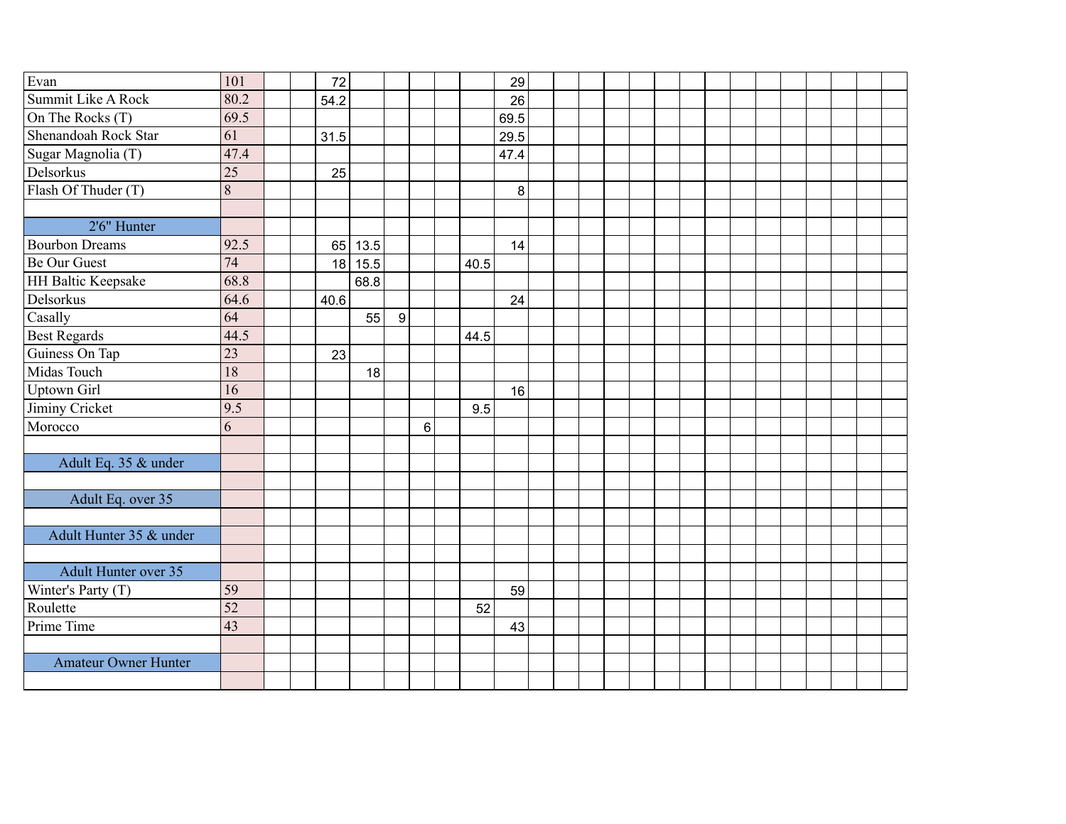| | | | | | | | | | | | |
|---|---|---|---|---|---|---|---|---|---|---|---|
| Evan | 101 | | | 72 | | | | | | 29 | |
| Summit Like A Rock | 80.2 | | | 54.2 | | | | | | 26 | |
| On The Rocks (T) | 69.5 | | | | | | | | | 69.5 | |
| Shenandoah Rock Star | 61 | | | 31.5 | | | | | | 29.5 | |
| Sugar Magnolia (T) | 47.4 | | | | | | | | | 47.4 | |
| Delsorkus | 25 | | | 25 | | | | | | | |
| Flash Of Thuder (T) | 8 | | | | | | | | | 8 | |
| | | | | | | | | | | | |
| 2'6" Hunter | | | | | | | | | | | |
| Bourbon Dreams | 92.5 | | | 65 | 13.5 | | | | | 14 | |
| Be Our Guest | 74 | | | 18 | 15.5 | | | | 40.5 | | |
| HH Baltic Keepsake | 68.8 | | | | 68.8 | | | | | | |
| Delsorkus | 64.6 | | | 40.6 | | | | | | 24 | |
| Casally | 64 | | | | 55 | 9 | | | | | |
| Best Regards | 44.5 | | | | | | | | 44.5 | | |
| Guiness On Tap | 23 | | | 23 | | | | | | | |
| Midas Touch | 18 | | | | 18 | | | | | | |
| Uptown Girl | 16 | | | | | | | | | 16 | |
| Jiminy Cricket | 9.5 | | | | | | | | 9.5 | | |
| Morocco | 6 | | | | | | 6 | | | | |
| | | | | | | | | | | | |
| Adult Eq. 35 & under | | | | | | | | | | | |
| | | | | | | | | | | | |
| Adult Eq. over 35 | | | | | | | | | | | |
| | | | | | | | | | | | |
| Adult Hunter 35 & under | | | | | | | | | | | |
| | | | | | | | | | | | |
| Adult Hunter over 35 | | | | | | | | | | | |
| Winter's Party (T) | 59 | | | | | | | | | 59 | |
| Roulette | 52 | | | | | | | | 52 | | |
| Prime Time | 43 | | | | | | | | | 43 | |
| | | | | | | | | | | | |
| Amateur Owner Hunter | | | | | | | | | | | |
| | | | | | | | | | | | |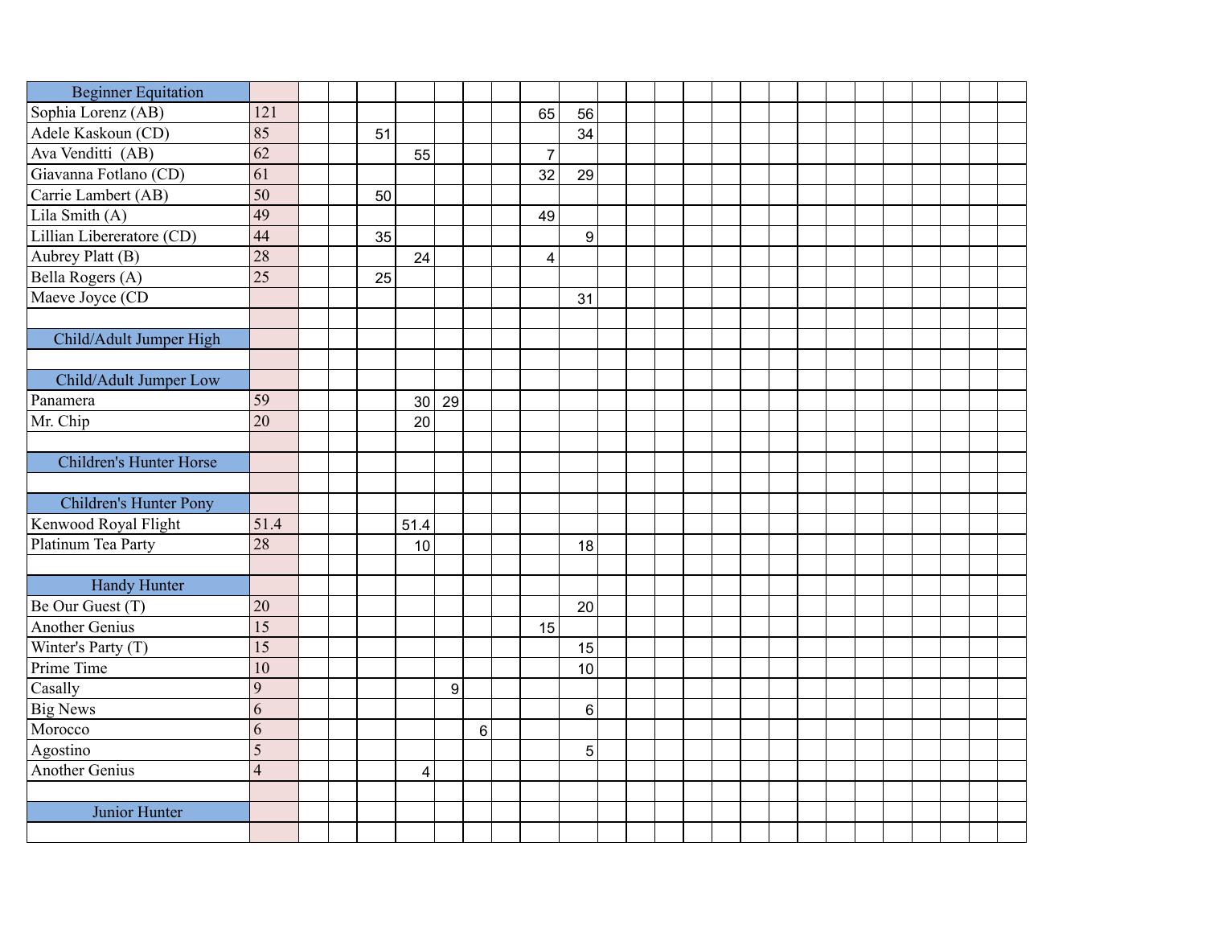| Beginner Equitation | | | | | | | | | | | | | | | | | | | | | | | | | |
|---|---|---|---|---|---|---|---|---|---|---|---|---|---|---|---|---|---|---|---|---|---|---|---|---|---|
| Sophia Lorenz (AB) | 121 | | | | | | | | 65 | 56 | | | | | | | | | | | | | | | |
| Adele Kaskoun (CD) | 85 | | | 51 | | | | | | 34 | | | | | | | | | | | | | | | |
| Ava Venditti (AB) | 62 | | | | 55 | | | | 7 | | | | | | | | | | | | | | | | |
| Giavanna Fotlano (CD) | 61 | | | | | | | | 32 | 29 | | | | | | | | | | | | | | | |
| Carrie Lambert (AB) | 50 | | | 50 | | | | | | | | | | | | | | | | | | | | | |
| Lila Smith (A) | 49 | | | | | | | | 49 | | | | | | | | | | | | | | | | |
| Lillian Libereratore (CD) | 44 | | | 35 | | | | | | 9 | | | | | | | | | | | | | | | |
| Aubrey Platt (B) | 28 | | | | 24 | | | | 4 | | | | | | | | | | | | | | | | |
| Bella Rogers (A) | 25 | | | 25 | | | | | | | | | | | | | | | | | | | | | |
| Maeve Joyce (CD | | | | | | | | | | 31 | | | | | | | | | | | | | | | |
| | | | | | | | | | | | | | | | | | | | | | | | | | |
| Child/Adult Jumper High | | | | | | | | | | | | | | | | | | | | | | | | | |
| | | | | | | | | | | | | | | | | | | | | | | | | | |
| Child/Adult Jumper Low | | | | | | | | | | | | | | | | | | | | | | | | | |
| Panamera | 59 | | | | 30 | 29 | | | | | | | | | | | | | | | | | | | |
| Mr. Chip | 20 | | | | 20 | | | | | | | | | | | | | | | | | | | | |
| | | | | | | | | | | | | | | | | | | | | | | | | | |
| Children's Hunter Horse | | | | | | | | | | | | | | | | | | | | | | | | | |
| | | | | | | | | | | | | | | | | | | | | | | | | | |
| Children's Hunter Pony | | | | | | | | | | | | | | | | | | | | | | | | | |
| Kenwood Royal Flight | 51.4 | | | | 51.4 | | | | | | | | | | | | | | | | | | | | |
| Platinum Tea Party | 28 | | | | 10 | | | | | 18 | | | | | | | | | | | | | | | |
| | | | | | | | | | | | | | | | | | | | | | | | | | |
| Handy Hunter | | | | | | | | | | | | | | | | | | | | | | | | | |
| Be Our Guest (T) | 20 | | | | | | | | | 20 | | | | | | | | | | | | | | | |
| Another Genius | 15 | | | | | | | | 15 | | | | | | | | | | | | | | | | |
| Winter's Party (T) | 15 | | | | | | | | | 15 | | | | | | | | | | | | | | | |
| Prime Time | 10 | | | | | | | | | 10 | | | | | | | | | | | | | | | |
| Casally | 9 | | | | | 9 | | | | | | | | | | | | | | | | | | | |
| Big News | 6 | | | | | | | | | 6 | | | | | | | | | | | | | | | |
| Morocco | 6 | | | | | | 6 | | | | | | | | | | | | | | | | | | |
| Agostino | 5 | | | | | | | | | 5 | | | | | | | | | | | | | | | |
| Another Genius | 4 | | | | 4 | | | | | | | | | | | | | | | | | | | | |
| | | | | | | | | | | | | | | | | | | | | | | | | | |
| Junior Hunter | | | | | | | | | | | | | | | | | | | | | | | | | |
| | | | | | | | | | | | | | | | | | | | | | | | | | |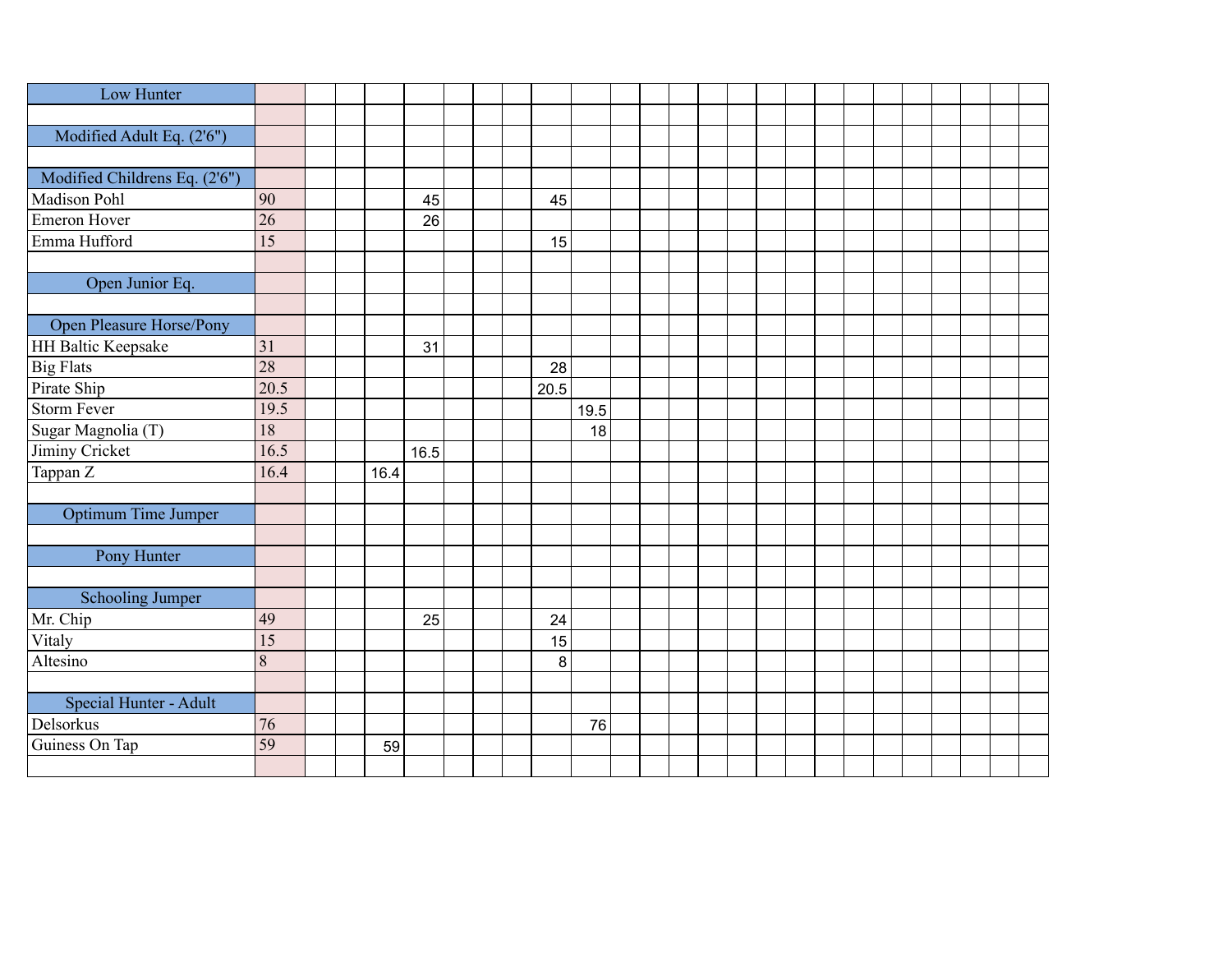| Low Hunter | | | | | | | | | | | | | | | | | | | | | | | | | |
|---|---|---|---|---|---|---|---|---|---|---|---|---|---|---|---|---|---|---|---|---|---|---|---|---|---|
| | | | | | | | | | | | | | | | | | | | | | | | | | |
| Modified Adult Eq. (2'6") | | | | | | | | | | | | | | | | | | | | | | | | | |
| | | | | | | | | | | | | | | | | | | | | | | | | | |
| Modified Childrens Eq. (2'6") | | | | | | | | | | | | | | | | | | | | | | | | | |
| Madison Pohl | 90 | | | | 45 | | | | 45 | | | | | | | | | | | | | | | | |
| Emeron Hover | 26 | | | | 26 | | | | | | | | | | | | | | | | | | | | |
| Emma Hufford | 15 | | | | | | | | 15 | | | | | | | | | | | | | | | | |
| | | | | | | | | | | | | | | | | | | | | | | | | | |
| Open Junior Eq. | | | | | | | | | | | | | | | | | | | | | | | | | |
| | | | | | | | | | | | | | | | | | | | | | | | | | |
| Open Pleasure Horse/Pony | | | | | | | | | | | | | | | | | | | | | | | | | |
| HH Baltic Keepsake | 31 | | | | 31 | | | | | | | | | | | | | | | | | | | | |
| Big Flats | 28 | | | | | | | | 28 | | | | | | | | | | | | | | | | |
| Pirate Ship | 20.5 | | | | | | | | 20.5 | | | | | | | | | | | | | | | | |
| Storm Fever | 19.5 | | | | | | | | | 19.5 | | | | | | | | | | | | | | | |
| Sugar Magnolia (T) | 18 | | | | | | | | | 18 | | | | | | | | | | | | | | | |
| Jiminy Cricket | 16.5 | | | | 16.5 | | | | | | | | | | | | | | | | | | | | |
| Tappan Z | 16.4 | | | 16.4 | | | | | | | | | | | | | | | | | | | | | |
| | | | | | | | | | | | | | | | | | | | | | | | | | |
| Optimum Time Jumper | | | | | | | | | | | | | | | | | | | | | | | | | |
| | | | | | | | | | | | | | | | | | | | | | | | | | |
| Pony Hunter | | | | | | | | | | | | | | | | | | | | | | | | | |
| | | | | | | | | | | | | | | | | | | | | | | | | | |
| Schooling Jumper | | | | | | | | | | | | | | | | | | | | | | | | | |
| Mr. Chip | 49 | | | | 25 | | | | 24 | | | | | | | | | | | | | | | | |
| Vitaly | 15 | | | | | | | | 15 | | | | | | | | | | | | | | | | |
| Altesino | 8 | | | | | | | | 8 | | | | | | | | | | | | | | | | |
| | | | | | | | | | | | | | | | | | | | | | | | | | |
| Special Hunter - Adult | | | | | | | | | | | | | | | | | | | | | | | | | |
| Delsorkus | 76 | | | | | | | | | 76 | | | | | | | | | | | | | | | |
| Guiness On Tap | 59 | | | 59 | | | | | | | | | | | | | | | | | | | | | |
| | | | | | | | | | | | | | | | | | | | | | | | | | |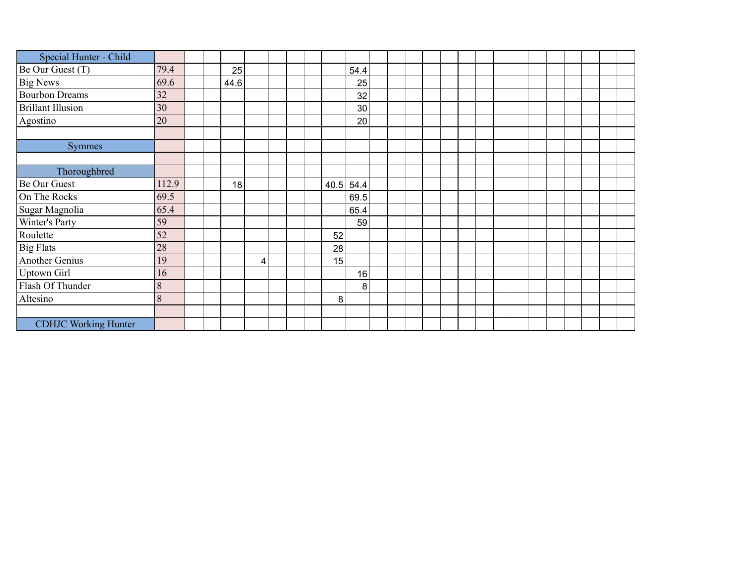| | | | | | | | | | | | | | | | | | | | | | | | | | |
|---|---|---|---|---|---|---|---|---|---|---|---|---|---|---|---|---|---|---|---|---|---|---|---|---|---|
| Special Hunter - Child | | | | | | | | | | | | | | | | | | | | | | | | | |
| Be Our Guest (T) | 79.4 | | | 25 | | | | | | 54.4 | | | | | | | | | | | | | | | |
| Big News | 69.6 | | | 44.6 | | | | | | 25 | | | | | | | | | | | | | | | |
| Bourbon Dreams | 32 | | | | | | | | | 32 | | | | | | | | | | | | | | | |
| Brillant Illusion | 30 | | | | | | | | | 30 | | | | | | | | | | | | | | | |
| Agostino | 20 | | | | | | | | | 20 | | | | | | | | | | | | | | | |
| | | | | | | | | | | | | | | | | | | | | | | | | | |
| Symmes | | | | | | | | | | | | | | | | | | | | | | | | | |
| | | | | | | | | | | | | | | | | | | | | | | | | | |
| Thoroughbred | | | | | | | | | | | | | | | | | | | | | | | | | |
| Be Our Guest | 112.9 | | | 18 | | | | | 40.5 | 54.4 | | | | | | | | | | | | | | | |
| On The Rocks | 69.5 | | | | | | | | | 69.5 | | | | | | | | | | | | | | | |
| Sugar Magnolia | 65.4 | | | | | | | | | 65.4 | | | | | | | | | | | | | | | |
| Winter's Party | 59 | | | | | | | | | 59 | | | | | | | | | | | | | | | |
| Roulette | 52 | | | | | | | | 52 | | | | | | | | | | | | | | | | |
| Big Flats | 28 | | | | | | | | 28 | | | | | | | | | | | | | | | | |
| Another Genius | 19 | | | | 4 | | | | 15 | | | | | | | | | | | | | | | | |
| Uptown Girl | 16 | | | | | | | | | 16 | | | | | | | | | | | | | | | |
| Flash Of Thunder | 8 | | | | | | | | | 8 | | | | | | | | | | | | | | | |
| Altesino | 8 | | | | | | | | 8 | | | | | | | | | | | | | | | | |
| | | | | | | | | | | | | | | | | | | | | | | | | | |
| CDHJC Working Hunter | | | | | | | | | | | | | | | | | | | | | | | | | |